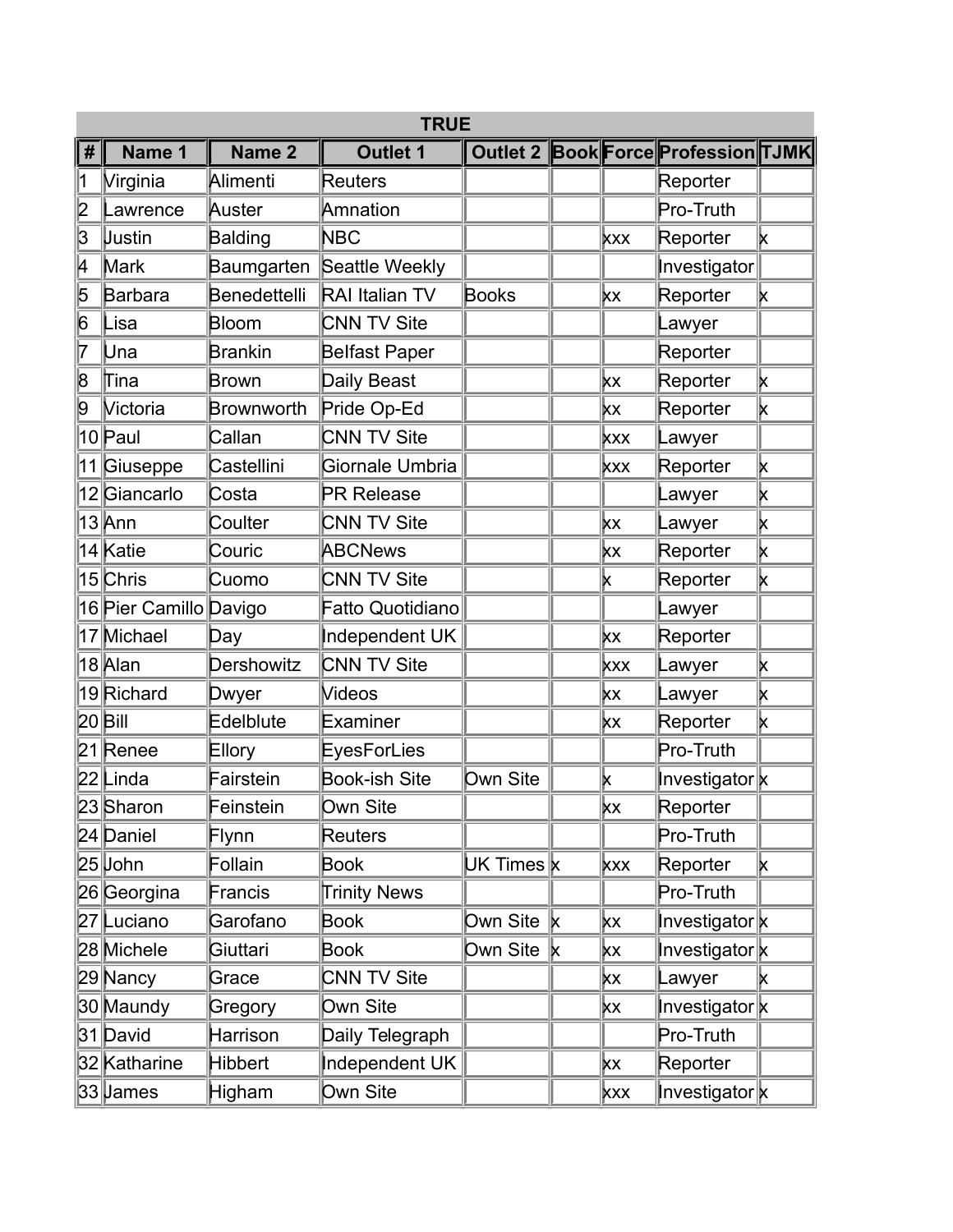| TRUE | | | | | | | | |
|---|---|---|---|---|---|---|---|---|
| # | Name 1 | Name 2 | Outlet 1 | Outlet 2 | Book | Force | Profession | TJMK |
| 1 | Virginia | Alimenti | Reuters | | | | Reporter | |
| 2 | Lawrence | Auster | Amnation | | | | Pro-Truth | |
| 3 | Justin | Balding | NBC | | | xxx | Reporter | x |
| 4 | Mark | Baumgarten | Seattle Weekly | | | | Investigator | |
| 5 | Barbara | Benedettelli | RAI Italian TV | Books | | xx | Reporter | x |
| 6 | Lisa | Bloom | CNN TV Site | | | | Lawyer | |
| 7 | Una | Brankin | Belfast Paper | | | | Reporter | |
| 8 | Tina | Brown | Daily Beast | | | xx | Reporter | x |
| 9 | Victoria | Brownworth | Pride Op-Ed | | | xx | Reporter | x |
| 10 | Paul | Callan | CNN TV Site | | | xxx | Lawyer | |
| 11 | Giuseppe | Castellini | Giornale Umbria | | | xxx | Reporter | x |
| 12 | Giancarlo | Costa | PR Release | | | | Lawyer | x |
| 13 | Ann | Coulter | CNN TV Site | | | xx | Lawyer | x |
| 14 | Katie | Couric | ABCNews | | | xx | Reporter | x |
| 15 | Chris | Cuomo | CNN TV Site | | | x | Reporter | x |
| 16 | Pier Camillo | Davigo | Fatto Quotidiano | | | | Lawyer | |
| 17 | Michael | Day | Independent UK | | | xx | Reporter | |
| 18 | Alan | Dershowitz | CNN TV Site | | | xxx | Lawyer | x |
| 19 | Richard | Dwyer | Videos | | | xx | Lawyer | x |
| 20 | Bill | Edelblute | Examiner | | | xx | Reporter | x |
| 21 | Renee | Ellory | EyesForLies | | | | Pro-Truth | |
| 22 | Linda | Fairstein | Book-ish Site | Own Site | | x | Investigator | x |
| 23 | Sharon | Feinstein | Own Site | | | xx | Reporter | |
| 24 | Daniel | Flynn | Reuters | | | | Pro-Truth | |
| 25 | John | Follain | Book | UK Times | x | xxx | Reporter | x |
| 26 | Georgina | Francis | Trinity News | | | | Pro-Truth | |
| 27 | Luciano | Garofano | Book | Own Site | x | xx | Investigator | x |
| 28 | Michele | Giuttari | Book | Own Site | x | xx | Investigator | x |
| 29 | Nancy | Grace | CNN TV Site | | | xx | Lawyer | x |
| 30 | Maundy | Gregory | Own Site | | | xx | Investigator | x |
| 31 | David | Harrison | Daily Telegraph | | | | Pro-Truth | |
| 32 | Katharine | Hibbert | Independent UK | | | xx | Reporter | |
| 33 | James | Higham | Own Site | | | xxx | Investigator | x |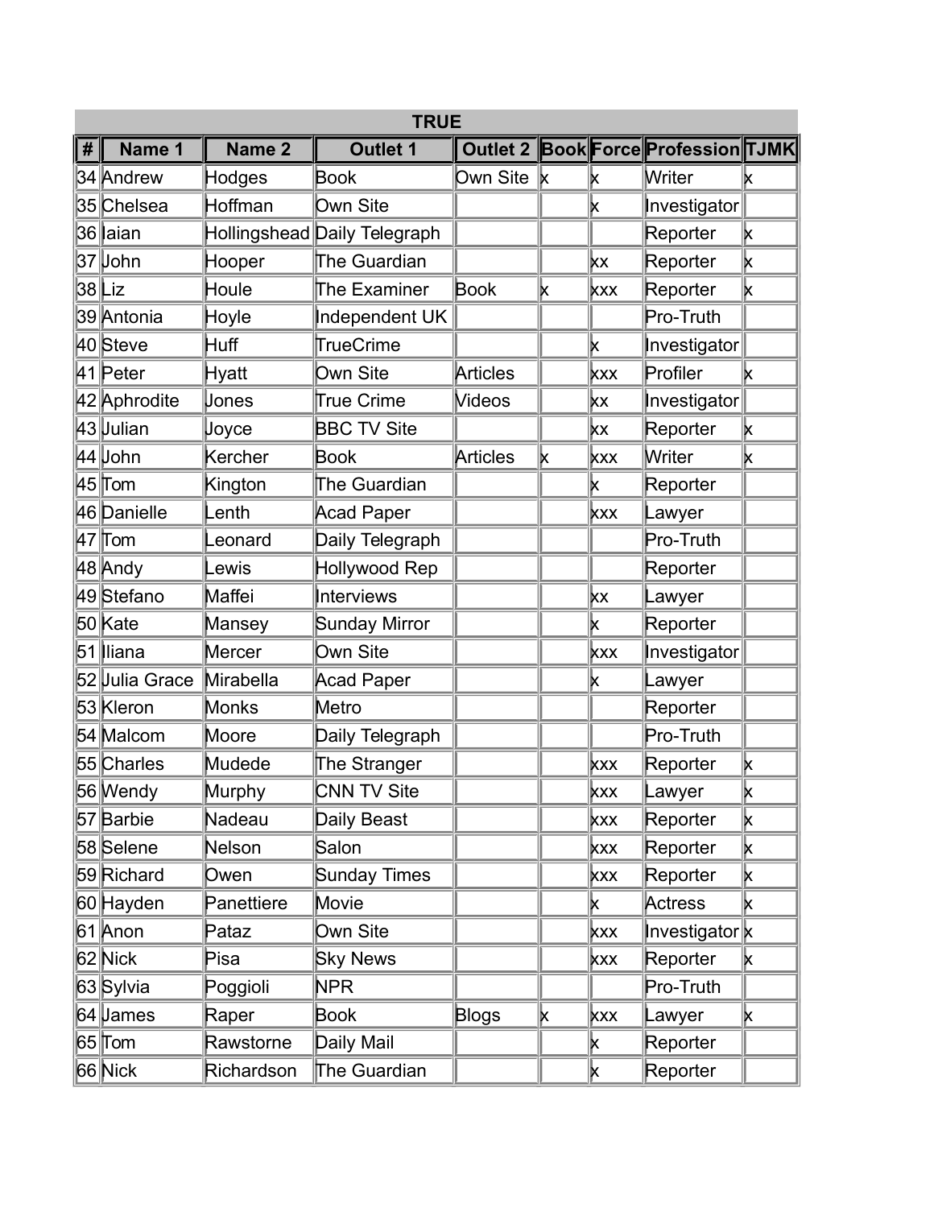| TRUE | | | | | | | | |
|---|---|---|---|---|---|---|---|---|
| # | Name 1 | Name 2 | Outlet 1 | Outlet 2 | Book | Force | Profession | TJMK |
| 34 | Andrew | Hodges | Book | Own Site | x | x | Writer | x |
| 35 | Chelsea | Hoffman | Own Site | | | x | Investigator | |
| 36 | Iaian | Hollingshead | Daily Telegraph | | | | Reporter | x |
| 37 | John | Hooper | The Guardian | | | xx | Reporter | x |
| 38 | Liz | Houle | The Examiner | Book | x | xxx | Reporter | x |
| 39 | Antonia | Hoyle | Independent UK | | | | Pro-Truth | |
| 40 | Steve | Huff | TrueCrime | | | x | Investigator | |
| 41 | Peter | Hyatt | Own Site | Articles | | xxx | Profiler | x |
| 42 | Aphrodite | Jones | True Crime | Videos | | xx | Investigator | |
| 43 | Julian | Joyce | BBC TV Site | | | xx | Reporter | x |
| 44 | John | Kercher | Book | Articles | x | xxx | Writer | x |
| 45 | Tom | Kington | The Guardian | | | x | Reporter | |
| 46 | Danielle | Lenth | Acad Paper | | | xxx | Lawyer | |
| 47 | Tom | Leonard | Daily Telegraph | | | | Pro-Truth | |
| 48 | Andy | Lewis | Hollywood Rep | | | | Reporter | |
| 49 | Stefano | Maffei | Interviews | | | xx | Lawyer | |
| 50 | Kate | Mansey | Sunday Mirror | | | x | Reporter | |
| 51 | Iliana | Mercer | Own Site | | | xxx | Investigator | |
| 52 | Julia Grace | Mirabella | Acad Paper | | | x | Lawyer | |
| 53 | Kleron | Monks | Metro | | | | Reporter | |
| 54 | Malcom | Moore | Daily Telegraph | | | | Pro-Truth | |
| 55 | Charles | Mudede | The Stranger | | | xxx | Reporter | x |
| 56 | Wendy | Murphy | CNN TV Site | | | xxx | Lawyer | x |
| 57 | Barbie | Nadeau | Daily Beast | | | xxx | Reporter | x |
| 58 | Selene | Nelson | Salon | | | xxx | Reporter | x |
| 59 | Richard | Owen | Sunday Times | | | xxx | Reporter | x |
| 60 | Hayden | Panettiere | Movie | | | x | Actress | x |
| 61 | Anon | Pataz | Own Site | | | xxx | Investigator | x |
| 62 | Nick | Pisa | Sky News | | | xxx | Reporter | x |
| 63 | Sylvia | Poggioli | NPR | | | | Pro-Truth | |
| 64 | James | Raper | Book | Blogs | x | xxx | Lawyer | x |
| 65 | Tom | Rawstorne | Daily Mail | | | x | Reporter | |
| 66 | Nick | Richardson | The Guardian | | | x | Reporter | |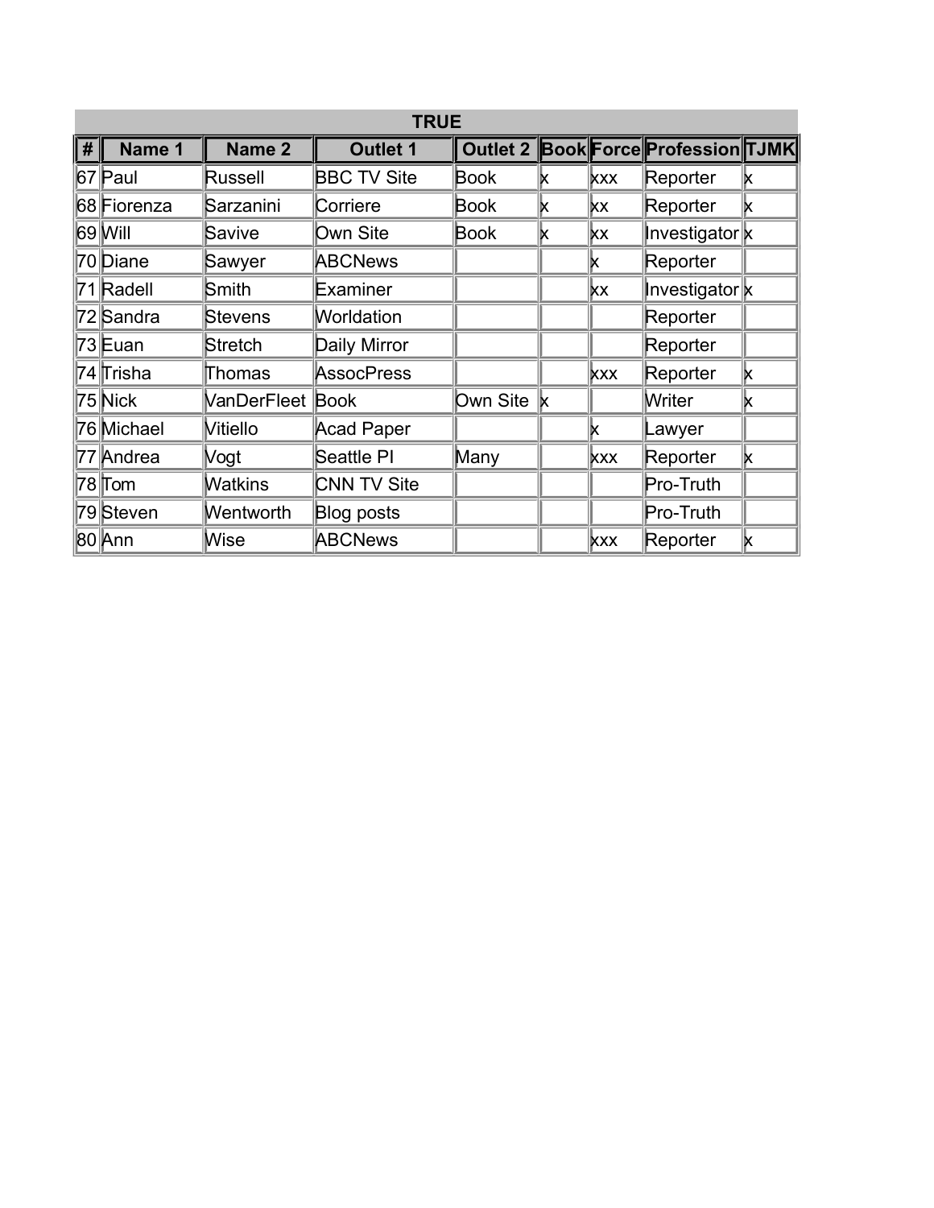| TRUE | | | | | | | | |
|---|---|---|---|---|---|---|---|---|
| # | Name 1 | Name 2 | Outlet 1 | Outlet 2 | Book | Force | Profession | TJMK |
| 67 | Paul | Russell | BBC TV Site | Book | x | xxx | Reporter | x |
| 68 | Fiorenza | Sarzanini | Corriere | Book | x | xx | Reporter | x |
| 69 | Will | Savive | Own Site | Book | x | xx | Investigator | x |
| 70 | Diane | Sawyer | ABCNews | | | x | Reporter | |
| 71 | Radell | Smith | Examiner | | | xx | Investigator | x |
| 72 | Sandra | Stevens | Worldation | | | | Reporter | |
| 73 | Euan | Stretch | Daily Mirror | | | | Reporter | |
| 74 | Trisha | Thomas | AssocPress | | | xxx | Reporter | x |
| 75 | Nick | VanDerFleet | Book | Own Site | x | | Writer | x |
| 76 | Michael | Vitiello | Acad Paper | | | x | Lawyer | |
| 77 | Andrea | Vogt | Seattle PI | Many | | xxx | Reporter | x |
| 78 | Tom | Watkins | CNN TV Site | | | | Pro-Truth | |
| 79 | Steven | Wentworth | Blog posts | | | | Pro-Truth | |
| 80 | Ann | Wise | ABCNews | | | xxx | Reporter | x |